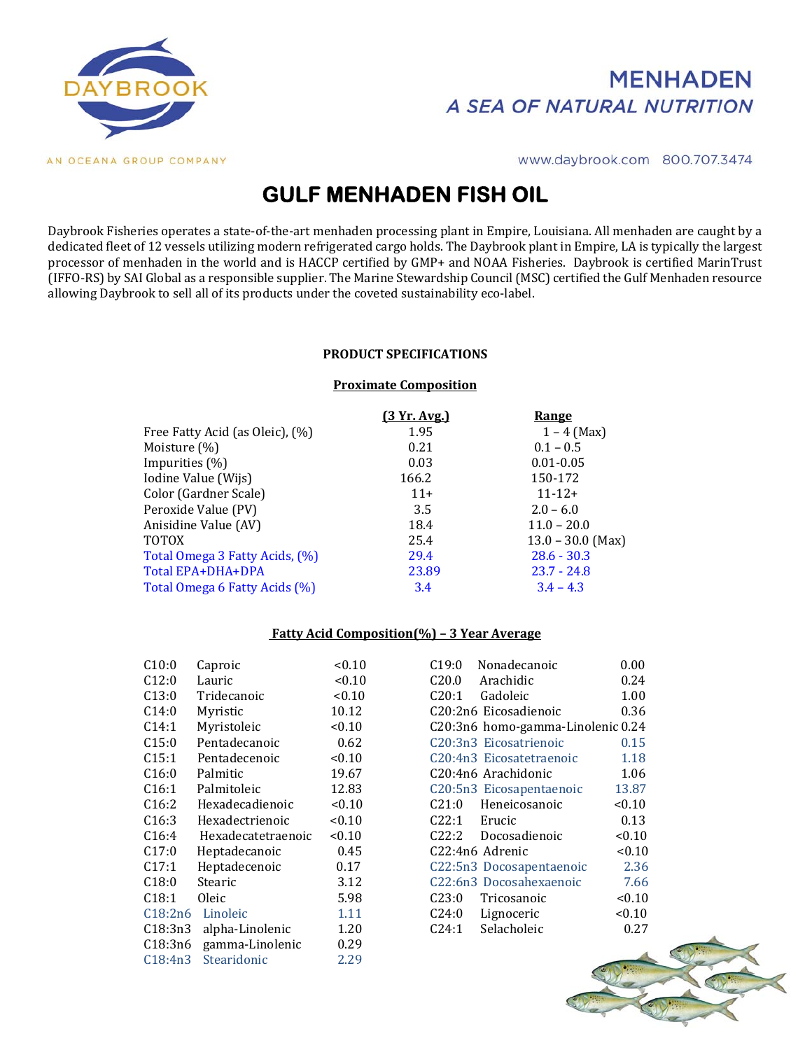DAYBROOK

AN OCEANA GROUP COMPANY

**MENHADEN**

*A SEA OF NATURAL NUTRITION*

www.daybrook.com 800.707.3474

# GULF MENHADEN FISH OIL

Daybrook Fisheries operates a state-of-the-art menhaden processing plant in Empire, Louisiana. All menhaden are caught by a dedicated fleet of 12 vessels utilizing modern refrigerated cargo holds. The Daybrook plant in Empire, LA is typically the largest processor of menhaden in the world and is HACCP certified by GMP+ and NOAA Fisheries. Daybrook is certified MarinTrust (IFFO-RS) by SAI Global as a responsible supplier. The Marine Stewardship Council (MSC) certified the Gulf Menhaden resource allowing Daybrook to sell all of its products under the coveted sustainability eco-label.

## PRODUCT SPECIFICATIONS

### Proximate Composition

| | (3 Yr. Avg.) | Range |
|---|---|---|
| Free Fatty Acid (as Oleic), (%) | 1.95 | 1 – 4 (Max) |
| Moisture (%) | 0.21 | 0.1 – 0.5 |
| Impurities (%) | 0.03 | 0.01-0.05 |
| Iodine Value (Wijs) | 166.2 | 150-172 |
| Color (Gardner Scale) | 11+ | 11-12+ |
| Peroxide Value (PV) | 3.5 | 2.0 – 6.0 |
| Anisidine Value (AV) | 18.4 | 11.0 – 20.0 |
| TOTOX | 25.4 | 13.0 – 30.0 (Max) |
| Total Omega 3 Fatty Acids, (%) | 29.4 | 28.6 - 30.3 |
| Total EPA+DHA+DPA | 23.89 | 23.7 - 24.8 |
| Total Omega 6 Fatty Acids (%) | 3.4 | 3.4 – 4.3 |

### Fatty Acid Composition(%) – 3 Year Average

| | | |
|---|---|---|
| C10:0 | Caproic | <0.10 |
| C12:0 | Lauric | <0.10 |
| C13:0 | Tridecanoic | <0.10 |
| C14:0 | Myristic | 10.12 |
| C14:1 | Myristoleic | <0.10 |
| C15:0 | Pentadecanoic | 0.62 |
| C15:1 | Pentadecenoic | <0.10 |
| C16:0 | Palmitic | 19.67 |
| C16:1 | Palmitoleic | 12.83 |
| C16:2 | Hexadecadienoic | <0.10 |
| C16:3 | Hexadectrienoic | <0.10 |
| C16:4 | Hexadecatetraenoic | <0.10 |
| C17:0 | Heptadecanoic | 0.45 |
| C17:1 | Heptadecenoic | 0.17 |
| C18:0 | Stearic | 3.12 |
| C18:1 | Oleic | 5.98 |
| C18:2n6 | Linoleic | 1.11 |
| C18:3n3 | alpha-Linolenic | 1.20 |
| C18:3n6 | gamma-Linolenic | 0.29 |
| C18:4n3 | Stearidonic | 2.29 |
| C19:0 | Nonadecanoic | 0.00 |
| C20.0 | Arachidic | 0.24 |
| C20:1 | Gadoleic | 1.00 |
| C20:2n6 | Eicosadienoic | 0.36 |
| C20:3n6 | homo-gamma-Linolenic | 0.24 |
| C20:3n3 | Eicosatrienoic | 0.15 |
| C20:4n3 | Eicosatetraenoic | 1.18 |
| C20:4n6 | Arachidonic | 1.06 |
| C20:5n3 | Eicosapentaenoic | 13.87 |
| C21:0 | Heneicosanoic | <0.10 |
| C22:1 | Erucic | 0.13 |
| C22:2 | Docosadienoic | <0.10 |
| C22:4n6 | Adrenic | <0.10 |
| C22:5n3 | Docosapentaenoic | 2.36 |
| C22:6n3 | Docosahexaenoic | 7.66 |
| C23:0 | Tricosanoic | <0.10 |
| C24:0 | Lignoceric | <0.10 |
| C24:1 | Selacholeic | 0.27 |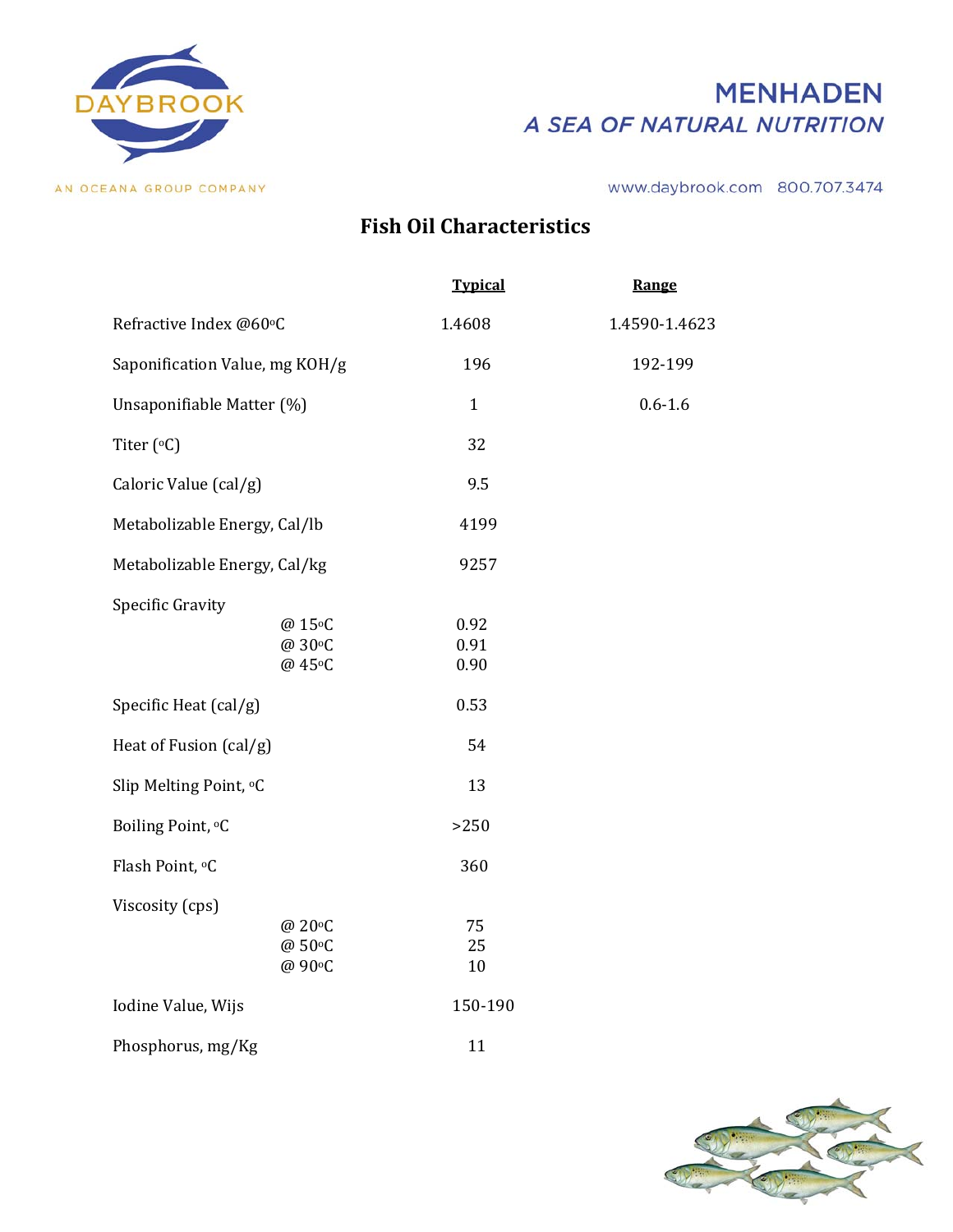DAYBROOK

AN OCEANA GROUP COMPANY

# MENHADEN

*A SEA OF NATURAL NUTRITION*

www.daybrook.com 800.707.3474

## Fish Oil Characteristics

| | | Typical | Range |
|---|---|---|---|
| Refractive Index @60°C | | 1.4608 | 1.4590-1.4623 |
| Saponification Value, mg KOH/g | | 196 | 192-199 |
| Unsaponifiable Matter (%) | | 1 | 0.6-1.6 |
| Titer (°C) | | 32 | |
| Caloric Value (cal/g) | | 9.5 | |
| Metabolizable Energy, Cal/lb | | 4199 | |
| Metabolizable Energy, Cal/kg | | 9257 | |
| Specific Gravity | @ 15°C | 0.92 | |
| | @ 30°C | 0.91 | |
| | @ 45°C | 0.90 | |
| Specific Heat (cal/g) | | 0.53 | |
| Heat of Fusion (cal/g) | | 54 | |
| Slip Melting Point, °C | | 13 | |
| Boiling Point, °C | | >250 | |
| Flash Point, °C | | 360 | |
| Viscosity (cps) | @ 20°C | 75 | |
| | @ 50°C | 25 | |
| | @ 90°C | 10 | |
| Iodine Value, Wijs | | 150-190 | |
| Phosphorus, mg/Kg | | 11 | |